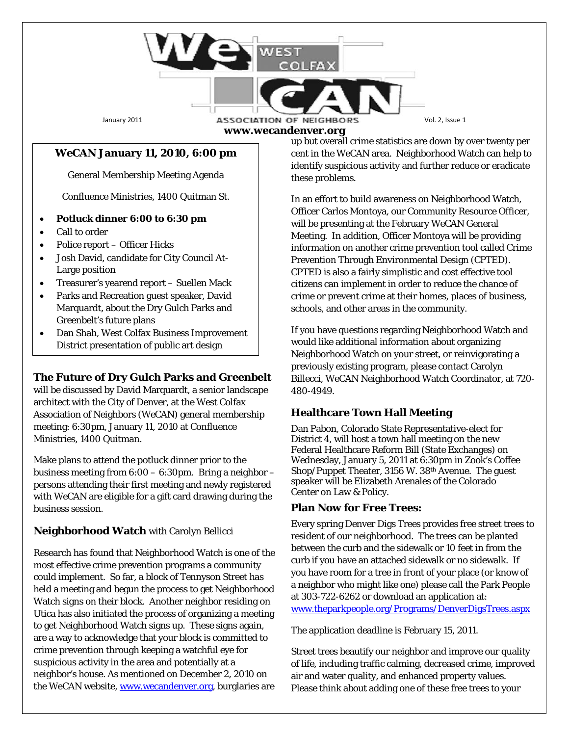# WeCAN West Colfax Association of Neighbors

January 2011 | Vol. 2, Issue 1

**www.wecandenver.org**

---

**WeCAN January 11, 2010, 6:00 pm**

General Membership Meeting Agenda

Confluence Ministries, 1400 Quitman St.

- **Potluck dinner 6:00 to 6:30 pm**
- Call to order
- Police report – Officer Hicks
- Josh David, candidate for City Council At-Large position
- Treasurer's yearend report – Suellen Mack
- Parks and Recreation guest speaker, David Marquardt, about the Dry Gulch Parks and Greenbelt's future plans
- Dan Shah, West Colfax Business Improvement District presentation of public art design

---

**The Future of Dry Gulch Parks and Greenbelt** will be discussed by David Marquardt, a senior landscape architect with the City of Denver, at the West Colfax Association of Neighbors (WeCAN) general membership meeting: 6:30pm, January 11, 2010 at Confluence Ministries, 1400 Quitman.

Make plans to attend the potluck dinner prior to the business meeting from 6:00 – 6:30pm. Bring a neighbor – persons attending their first meeting and newly registered with WeCAN are eligible for a gift card drawing during the business session.

## Neighborhood Watch with Carolyn Bellicci

Research has found that Neighborhood Watch is one of the most effective crime prevention programs a community could implement. So far, a block of Tennyson Street has held a meeting and begun the process to get Neighborhood Watch signs on their block. Another neighbor residing on Utica has also initiated the process of organizing a meeting to get Neighborhood Watch signs up. These signs again, are a way to acknowledge that your block is committed to crime prevention through keeping a watchful eye for suspicious activity in the area and potentially at a neighbor's house. As mentioned on December 2, 2010 on the WeCAN website, www.wecandenver.org, burglaries are up but overall crime statistics are down by over twenty per cent in the WeCAN area. Neighborhood Watch can help to identify suspicious activity and further reduce or eradicate these problems.

In an effort to build awareness on Neighborhood Watch, Officer Carlos Montoya, our Community Resource Officer, will be presenting at the February WeCAN General Meeting. In addition, Officer Montoya will be providing information on another crime prevention tool called Crime Prevention Through Environmental Design (CPTED). CPTED is also a fairly simplistic and cost effective tool citizens can implement in order to reduce the chance of crime or prevent crime at their homes, places of business, schools, and other areas in the community.

If you have questions regarding Neighborhood Watch and would like additional information about organizing Neighborhood Watch on your street, or reinvigorating a previously existing program, please contact Carolyn Billecci, WeCAN Neighborhood Watch Coordinator, at 720-480-4949.

## Healthcare Town Hall Meeting

Dan Pabon, Colorado State Representative-elect for District 4, will host a town hall meeting on the new Federal Healthcare Reform Bill (State Exchanges) on Wednesday, January 5, 2011 at 6:30pm in Zook's Coffee Shop/Puppet Theater, 3156 W. 38th Avenue. The guest speaker will be Elizabeth Arenales of the Colorado Center on Law & Policy.

## Plan Now for Free Trees:

Every spring Denver Digs Trees provides free street trees to resident of our neighborhood. The trees can be planted between the curb and the sidewalk or 10 feet in from the curb if you have an attached sidewalk or no sidewalk. If you have room for a tree in front of your place (or know of a neighbor who might like one) please call the Park People at 303-722-6262 or download an application at: www.theparkpeople.org/Programs/DenverDigsTrees.aspx

The application deadline is February 15, 2011.

Street trees beautify our neighbor and improve our quality of life, including traffic calming, decreased crime, improved air and water quality, and enhanced property values. Please think about adding one of these free trees to your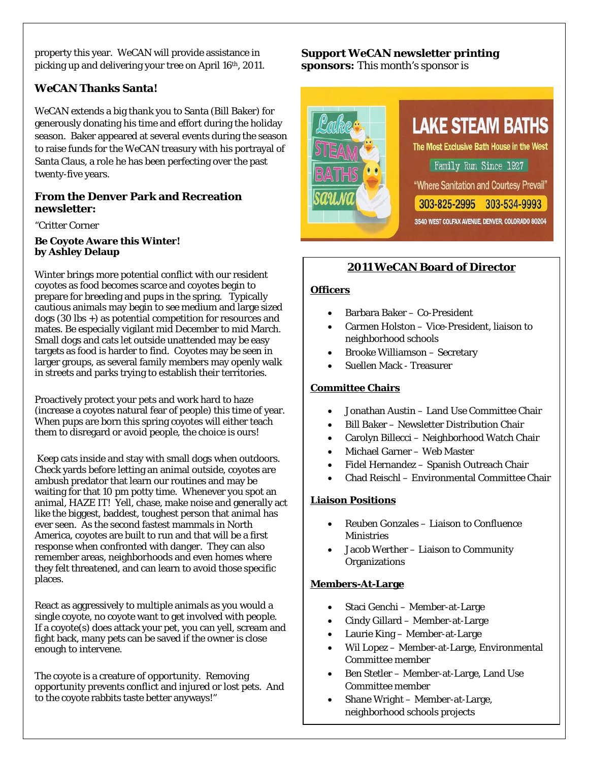property this year. WeCAN will provide assistance in picking up and delivering your tree on April 16th, 2011.

### WeCAN Thanks Santa!

WeCAN extends a big thank you to Santa (Bill Baker) for generously donating his time and effort during the holiday season. Baker appeared at several events during the season to raise funds for the WeCAN treasury with his portrayal of Santa Claus, a role he has been perfecting over the past twenty-five years.

### From the Denver Park and Recreation newsletter:

"Critter Corner

**Be Coyote Aware this Winter!**
**by Ashley Delaup**

Winter brings more potential conflict with our resident coyotes as food becomes scarce and coyotes begin to prepare for breeding and pups in the spring. Typically cautious animals may begin to see medium and large sized dogs (30 lbs +) as potential competition for resources and mates. Be especially vigilant mid December to mid March. Small dogs and cats let outside unattended may be easy targets as food is harder to find. Coyotes may be seen in larger groups, as several family members may openly walk in streets and parks trying to establish their territories.

Proactively protect your pets and work hard to haze (increase a coyotes natural fear of people) this time of year. When pups are born this spring coyotes will either teach them to disregard or avoid people, the choice is ours!

Keep cats inside and stay with small dogs when outdoors. Check yards before letting an animal outside, coyotes are ambush predator that learn our routines and may be waiting for that 10 pm potty time. Whenever you spot an animal, HAZE IT! Yell, chase, make noise and generally act like the biggest, baddest, toughest person that animal has ever seen. As the second fastest mammals in North America, coyotes are built to run and that will be a first response when confronted with danger. They can also remember areas, neighborhoods and even homes where they felt threatened, and can learn to avoid those specific places.

React as aggressively to multiple animals as you would a single coyote, no coyote want to get involved with people. If a coyote(s) does attack your pet, you can yell, scream and fight back, many pets can be saved if the owner is close enough to intervene.

The coyote is a creature of opportunity. Removing opportunity prevents conflict and injured or lost pets. And to the coyote rabbits taste better anyways!"

**Support WeCAN newsletter printing sponsors:** This month's sponsor is

Lake Steam Baths Sauna

LAKE STEAM BATHS

The Most Exclusive Bath House in the West

Family Run Since 1927

"Where Sanitation and Courtesy Prevail"

303-825-2995 303-534-9993

3540 WEST COLFAX AVENUE, DENVER, COLORADO 80204

## 2011 WeCAN Board of Director

**Officers**

- Barbara Baker – Co-President
- Carmen Holston – Vice-President, liaison to neighborhood schools
- Brooke Williamson – Secretary
- Suellen Mack - Treasurer

**Committee Chairs**

- Jonathan Austin – Land Use Committee Chair
- Bill Baker – Newsletter Distribution Chair
- Carolyn Billecci – Neighborhood Watch Chair
- Michael Garner – Web Master
- Fidel Hernandez – Spanish Outreach Chair
- Chad Reischl – Environmental Committee Chair

**Liaison Positions**

- Reuben Gonzales – Liaison to Confluence Ministries
- Jacob Werther – Liaison to Community Organizations

**Members-At-Large**

- Staci Genchi – Member-at-Large
- Cindy Gillard – Member-at-Large
- Laurie King – Member-at-Large
- Wil Lopez – Member-at-Large, Environmental Committee member
- Ben Stetler – Member-at-Large, Land Use Committee member
- Shane Wright – Member-at-Large, neighborhood schools projects